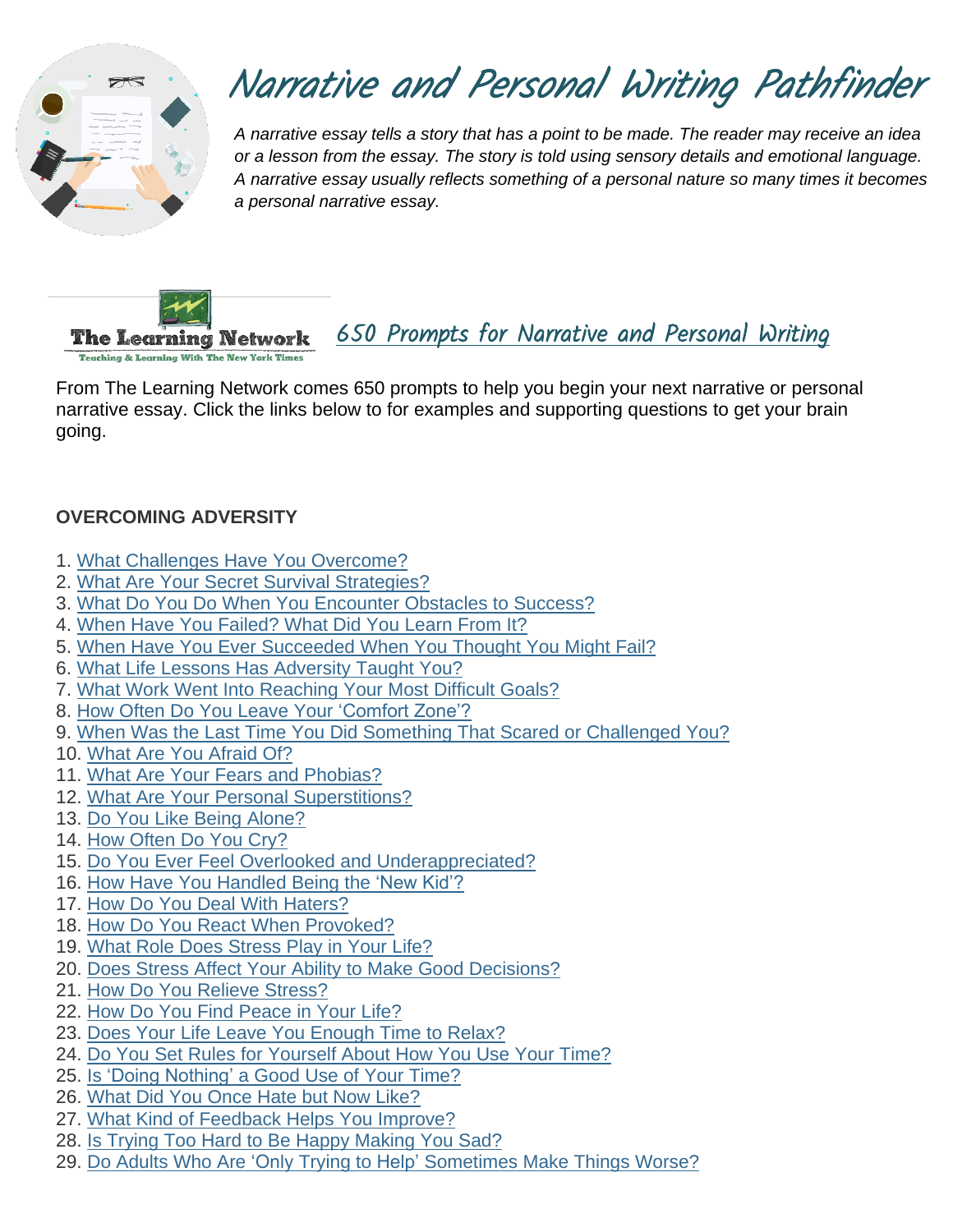# Narrative and Personal Writing Pathfinder

*A narrative essay tells a story that has a point to be made. The reader may receive an idea or a lesson from the essay. The story is told using sensory details and emotional language. A narrative essay usually reflects something of a personal nature so many times it becomes a personal narrative essay.*

**The Learning Network**
Teaching & Learning With The New York Times

## 650 Prompts for Narrative and Personal Writing

From The Learning Network comes 650 prompts to help you begin your next narrative or personal narrative essay. Click the links below to for examples and supporting questions to get your brain going.

### OVERCOMING ADVERSITY

1. What Challenges Have You Overcome?
2. What Are Your Secret Survival Strategies?
3. What Do You Do When You Encounter Obstacles to Success?
4. When Have You Failed? What Did You Learn From It?
5. When Have You Ever Succeeded When You Thought You Might Fail?
6. What Life Lessons Has Adversity Taught You?
7. What Work Went Into Reaching Your Most Difficult Goals?
8. How Often Do You Leave Your 'Comfort Zone'?
9. When Was the Last Time You Did Something That Scared or Challenged You?
10. What Are You Afraid Of?
11. What Are Your Fears and Phobias?
12. What Are Your Personal Superstitions?
13. Do You Like Being Alone?
14. How Often Do You Cry?
15. Do You Ever Feel Overlooked and Underappreciated?
16. How Have You Handled Being the 'New Kid'?
17. How Do You Deal With Haters?
18. How Do You React When Provoked?
19. What Role Does Stress Play in Your Life?
20. Does Stress Affect Your Ability to Make Good Decisions?
21. How Do You Relieve Stress?
22. How Do You Find Peace in Your Life?
23. Does Your Life Leave You Enough Time to Relax?
24. Do You Set Rules for Yourself About How You Use Your Time?
25. Is 'Doing Nothing' a Good Use of Your Time?
26. What Did You Once Hate but Now Like?
27. What Kind of Feedback Helps You Improve?
28. Is Trying Too Hard to Be Happy Making You Sad?
29. Do Adults Who Are 'Only Trying to Help' Sometimes Make Things Worse?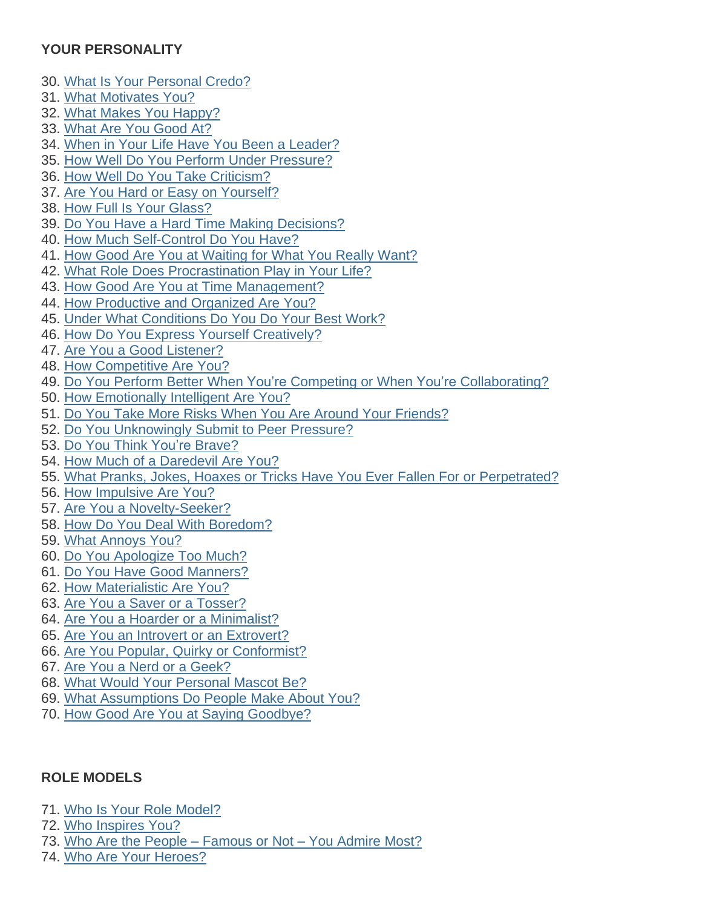**YOUR PERSONALITY**

30. What Is Your Personal Credo?
31. What Motivates You?
32. What Makes You Happy?
33. What Are You Good At?
34. When in Your Life Have You Been a Leader?
35. How Well Do You Perform Under Pressure?
36. How Well Do You Take Criticism?
37. Are You Hard or Easy on Yourself?
38. How Full Is Your Glass?
39. Do You Have a Hard Time Making Decisions?
40. How Much Self-Control Do You Have?
41. How Good Are You at Waiting for What You Really Want?
42. What Role Does Procrastination Play in Your Life?
43. How Good Are You at Time Management?
44. How Productive and Organized Are You?
45. Under What Conditions Do You Do Your Best Work?
46. How Do You Express Yourself Creatively?
47. Are You a Good Listener?
48. How Competitive Are You?
49. Do You Perform Better When You're Competing or When You're Collaborating?
50. How Emotionally Intelligent Are You?
51. Do You Take More Risks When You Are Around Your Friends?
52. Do You Unknowingly Submit to Peer Pressure?
53. Do You Think You're Brave?
54. How Much of a Daredevil Are You?
55. What Pranks, Jokes, Hoaxes or Tricks Have You Ever Fallen For or Perpetrated?
56. How Impulsive Are You?
57. Are You a Novelty-Seeker?
58. How Do You Deal With Boredom?
59. What Annoys You?
60. Do You Apologize Too Much?
61. Do You Have Good Manners?
62. How Materialistic Are You?
63. Are You a Saver or a Tosser?
64. Are You a Hoarder or a Minimalist?
65. Are You an Introvert or an Extrovert?
66. Are You Popular, Quirky or Conformist?
67. Are You a Nerd or a Geek?
68. What Would Your Personal Mascot Be?
69. What Assumptions Do People Make About You?
70. How Good Are You at Saying Goodbye?

**ROLE MODELS**

71. Who Is Your Role Model?
72. Who Inspires You?
73. Who Are the People – Famous or Not – You Admire Most?
74. Who Are Your Heroes?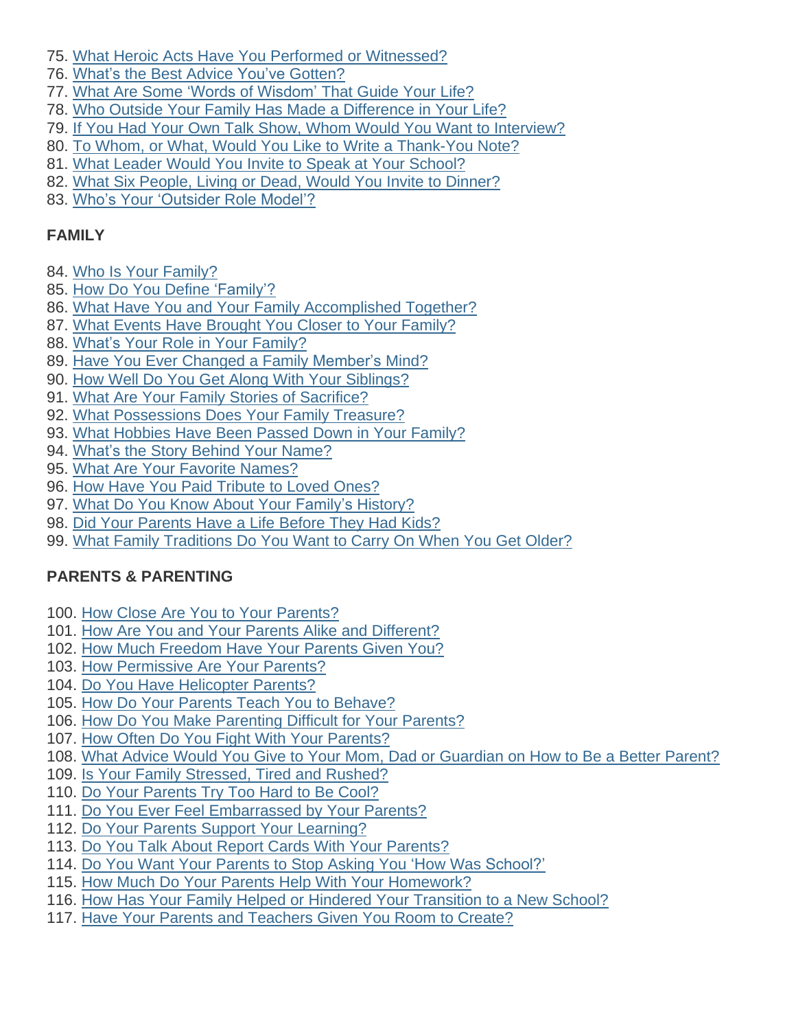75. What Heroic Acts Have You Performed or Witnessed?
76. What's the Best Advice You've Gotten?
77. What Are Some 'Words of Wisdom' That Guide Your Life?
78. Who Outside Your Family Has Made a Difference in Your Life?
79. If You Had Your Own Talk Show, Whom Would You Want to Interview?
80. To Whom, or What, Would You Like to Write a Thank-You Note?
81. What Leader Would You Invite to Speak at Your School?
82. What Six People, Living or Dead, Would You Invite to Dinner?
83. Who's Your 'Outsider Role Model'?

**FAMILY**

84. Who Is Your Family?
85. How Do You Define 'Family'?
86. What Have You and Your Family Accomplished Together?
87. What Events Have Brought You Closer to Your Family?
88. What's Your Role in Your Family?
89. Have You Ever Changed a Family Member's Mind?
90. How Well Do You Get Along With Your Siblings?
91. What Are Your Family Stories of Sacrifice?
92. What Possessions Does Your Family Treasure?
93. What Hobbies Have Been Passed Down in Your Family?
94. What's the Story Behind Your Name?
95. What Are Your Favorite Names?
96. How Have You Paid Tribute to Loved Ones?
97. What Do You Know About Your Family's History?
98. Did Your Parents Have a Life Before They Had Kids?
99. What Family Traditions Do You Want to Carry On When You Get Older?

**PARENTS & PARENTING**

100. How Close Are You to Your Parents?
101. How Are You and Your Parents Alike and Different?
102. How Much Freedom Have Your Parents Given You?
103. How Permissive Are Your Parents?
104. Do You Have Helicopter Parents?
105. How Do Your Parents Teach You to Behave?
106. How Do You Make Parenting Difficult for Your Parents?
107. How Often Do You Fight With Your Parents?
108. What Advice Would You Give to Your Mom, Dad or Guardian on How to Be a Better Parent?
109. Is Your Family Stressed, Tired and Rushed?
110. Do Your Parents Try Too Hard to Be Cool?
111. Do You Ever Feel Embarrassed by Your Parents?
112. Do Your Parents Support Your Learning?
113. Do You Talk About Report Cards With Your Parents?
114. Do You Want Your Parents to Stop Asking You 'How Was School?'
115. How Much Do Your Parents Help With Your Homework?
116. How Has Your Family Helped or Hindered Your Transition to a New School?
117. Have Your Parents and Teachers Given You Room to Create?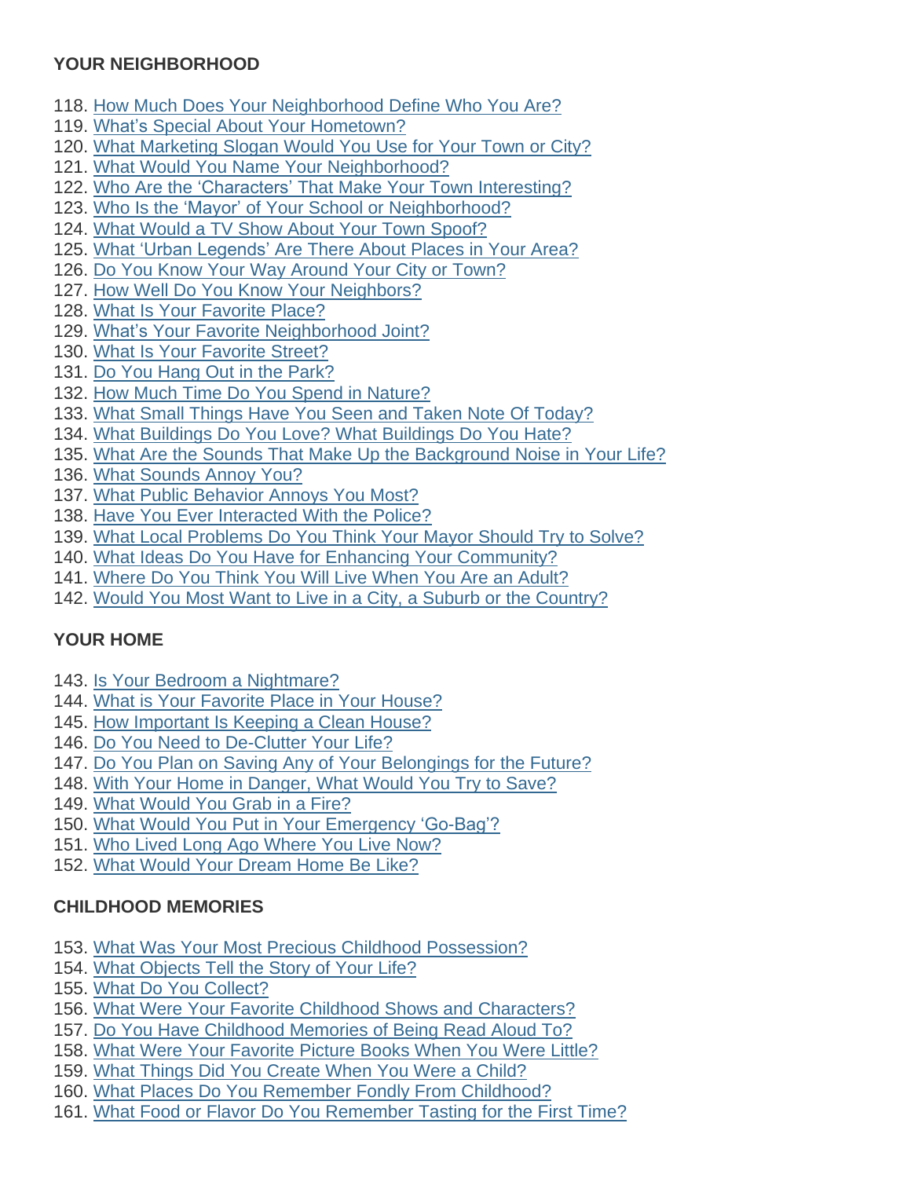**YOUR NEIGHBORHOOD**

118. How Much Does Your Neighborhood Define Who You Are?
119. What's Special About Your Hometown?
120. What Marketing Slogan Would You Use for Your Town or City?
121. What Would You Name Your Neighborhood?
122. Who Are the 'Characters' That Make Your Town Interesting?
123. Who Is the 'Mayor' of Your School or Neighborhood?
124. What Would a TV Show About Your Town Spoof?
125. What 'Urban Legends' Are There About Places in Your Area?
126. Do You Know Your Way Around Your City or Town?
127. How Well Do You Know Your Neighbors?
128. What Is Your Favorite Place?
129. What's Your Favorite Neighborhood Joint?
130. What Is Your Favorite Street?
131. Do You Hang Out in the Park?
132. How Much Time Do You Spend in Nature?
133. What Small Things Have You Seen and Taken Note Of Today?
134. What Buildings Do You Love? What Buildings Do You Hate?
135. What Are the Sounds That Make Up the Background Noise in Your Life?
136. What Sounds Annoy You?
137. What Public Behavior Annoys You Most?
138. Have You Ever Interacted With the Police?
139. What Local Problems Do You Think Your Mayor Should Try to Solve?
140. What Ideas Do You Have for Enhancing Your Community?
141. Where Do You Think You Will Live When You Are an Adult?
142. Would You Most Want to Live in a City, a Suburb or the Country?

**YOUR HOME**

143. Is Your Bedroom a Nightmare?
144. What is Your Favorite Place in Your House?
145. How Important Is Keeping a Clean House?
146. Do You Need to De-Clutter Your Life?
147. Do You Plan on Saving Any of Your Belongings for the Future?
148. With Your Home in Danger, What Would You Try to Save?
149. What Would You Grab in a Fire?
150. What Would You Put in Your Emergency 'Go-Bag'?
151. Who Lived Long Ago Where You Live Now?
152. What Would Your Dream Home Be Like?

**CHILDHOOD MEMORIES**

153. What Was Your Most Precious Childhood Possession?
154. What Objects Tell the Story of Your Life?
155. What Do You Collect?
156. What Were Your Favorite Childhood Shows and Characters?
157. Do You Have Childhood Memories of Being Read Aloud To?
158. What Were Your Favorite Picture Books When You Were Little?
159. What Things Did You Create When You Were a Child?
160. What Places Do You Remember Fondly From Childhood?
161. What Food or Flavor Do You Remember Tasting for the First Time?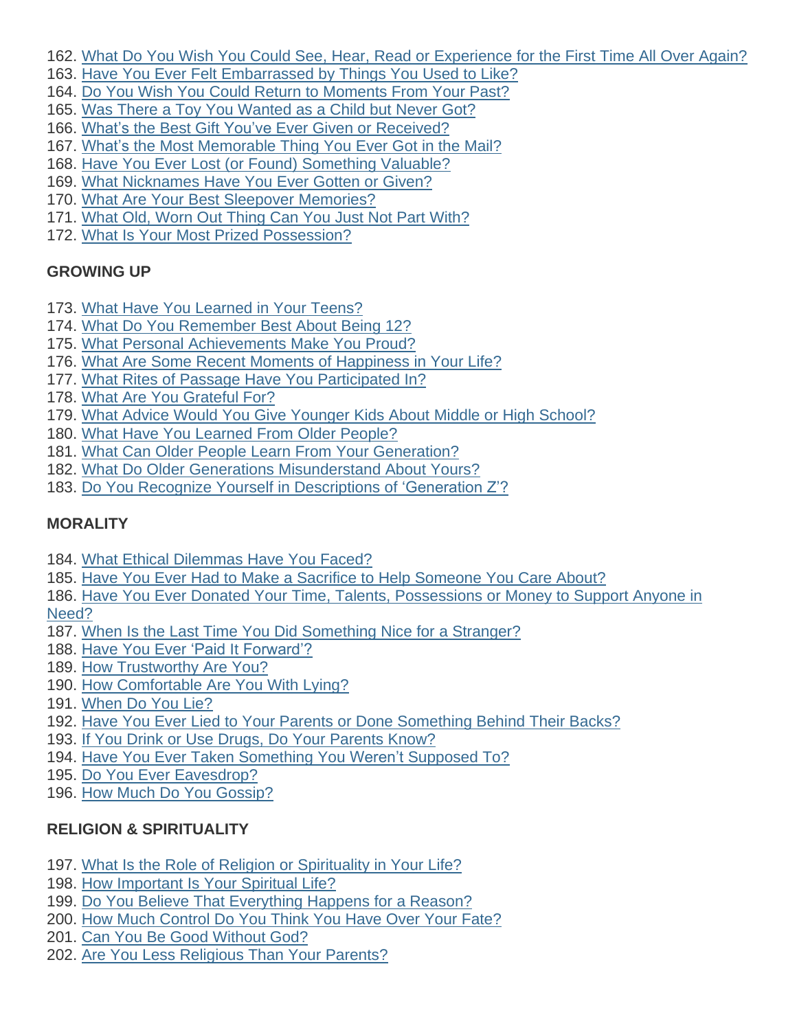162. What Do You Wish You Could See, Hear, Read or Experience for the First Time All Over Again?
163. Have You Ever Felt Embarrassed by Things You Used to Like?
164. Do You Wish You Could Return to Moments From Your Past?
165. Was There a Toy You Wanted as a Child but Never Got?
166. What's the Best Gift You've Ever Given or Received?
167. What's the Most Memorable Thing You Ever Got in the Mail?
168. Have You Ever Lost (or Found) Something Valuable?
169. What Nicknames Have You Ever Gotten or Given?
170. What Are Your Best Sleepover Memories?
171. What Old, Worn Out Thing Can You Just Not Part With?
172. What Is Your Most Prized Possession?

**GROWING UP**

173. What Have You Learned in Your Teens?
174. What Do You Remember Best About Being 12?
175. What Personal Achievements Make You Proud?
176. What Are Some Recent Moments of Happiness in Your Life?
177. What Rites of Passage Have You Participated In?
178. What Are You Grateful For?
179. What Advice Would You Give Younger Kids About Middle or High School?
180. What Have You Learned From Older People?
181. What Can Older People Learn From Your Generation?
182. What Do Older Generations Misunderstand About Yours?
183. Do You Recognize Yourself in Descriptions of 'Generation Z'?

**MORALITY**

184. What Ethical Dilemmas Have You Faced?
185. Have You Ever Had to Make a Sacrifice to Help Someone You Care About?
186. Have You Ever Donated Your Time, Talents, Possessions or Money to Support Anyone in Need?
187. When Is the Last Time You Did Something Nice for a Stranger?
188. Have You Ever 'Paid It Forward'?
189. How Trustworthy Are You?
190. How Comfortable Are You With Lying?
191. When Do You Lie?
192. Have You Ever Lied to Your Parents or Done Something Behind Their Backs?
193. If You Drink or Use Drugs, Do Your Parents Know?
194. Have You Ever Taken Something You Weren't Supposed To?
195. Do You Ever Eavesdrop?
196. How Much Do You Gossip?

**RELIGION & SPIRITUALITY**

197. What Is the Role of Religion or Spirituality in Your Life?
198. How Important Is Your Spiritual Life?
199. Do You Believe That Everything Happens for a Reason?
200. How Much Control Do You Think You Have Over Your Fate?
201. Can You Be Good Without God?
202. Are You Less Religious Than Your Parents?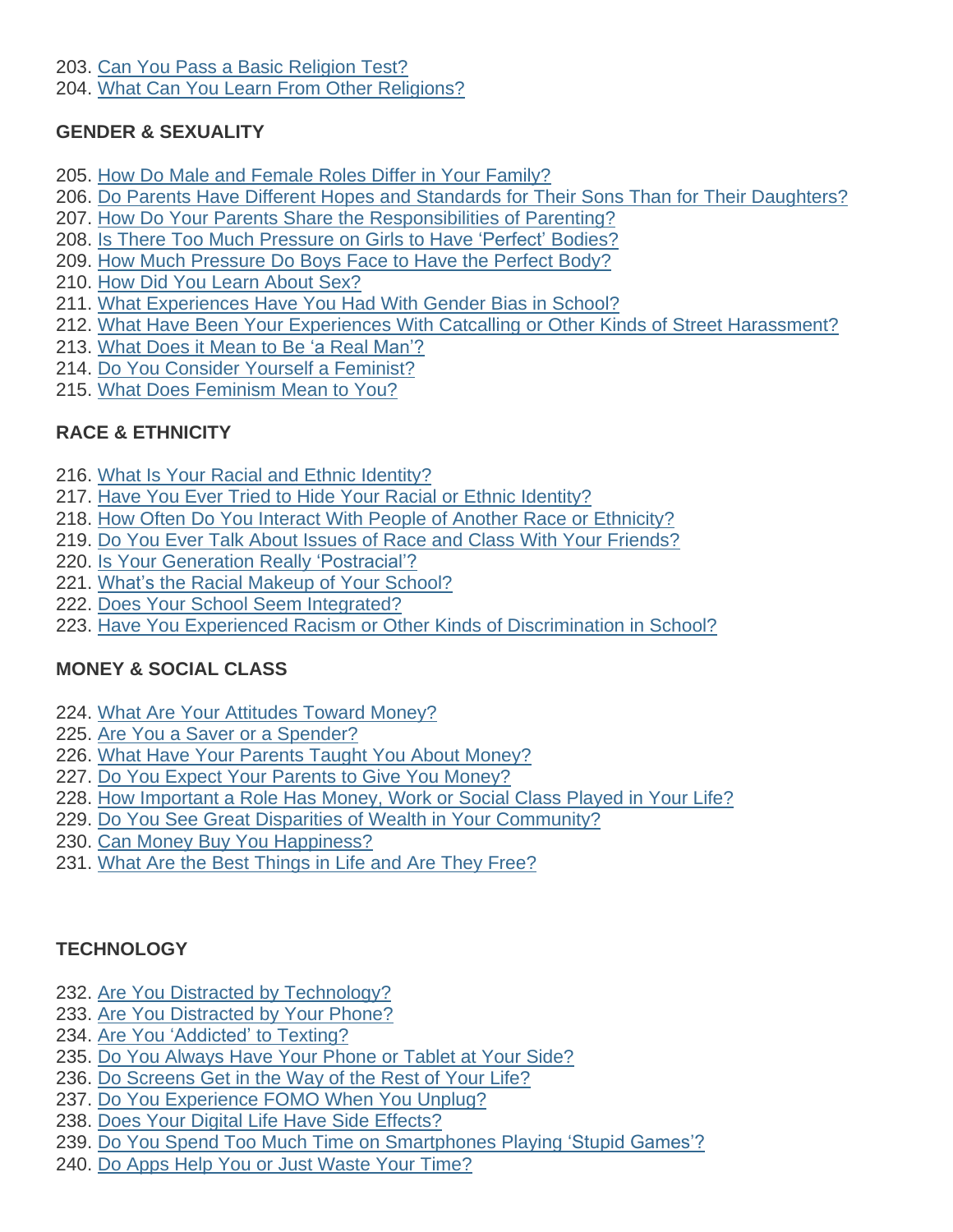203. Can You Pass a Basic Religion Test?
204. What Can You Learn From Other Religions?

**GENDER & SEXUALITY**

205. How Do Male and Female Roles Differ in Your Family?
206. Do Parents Have Different Hopes and Standards for Their Sons Than for Their Daughters?
207. How Do Your Parents Share the Responsibilities of Parenting?
208. Is There Too Much Pressure on Girls to Have 'Perfect' Bodies?
209. How Much Pressure Do Boys Face to Have the Perfect Body?
210. How Did You Learn About Sex?
211. What Experiences Have You Had With Gender Bias in School?
212. What Have Been Your Experiences With Catcalling or Other Kinds of Street Harassment?
213. What Does it Mean to Be 'a Real Man'?
214. Do You Consider Yourself a Feminist?
215. What Does Feminism Mean to You?

**RACE & ETHNICITY**

216. What Is Your Racial and Ethnic Identity?
217. Have You Ever Tried to Hide Your Racial or Ethnic Identity?
218. How Often Do You Interact With People of Another Race or Ethnicity?
219. Do You Ever Talk About Issues of Race and Class With Your Friends?
220. Is Your Generation Really 'Postracial'?
221. What's the Racial Makeup of Your School?
222. Does Your School Seem Integrated?
223. Have You Experienced Racism or Other Kinds of Discrimination in School?

**MONEY & SOCIAL CLASS**

224. What Are Your Attitudes Toward Money?
225. Are You a Saver or a Spender?
226. What Have Your Parents Taught You About Money?
227. Do You Expect Your Parents to Give You Money?
228. How Important a Role Has Money, Work or Social Class Played in Your Life?
229. Do You See Great Disparities of Wealth in Your Community?
230. Can Money Buy You Happiness?
231. What Are the Best Things in Life and Are They Free?

**TECHNOLOGY**

232. Are You Distracted by Technology?
233. Are You Distracted by Your Phone?
234. Are You 'Addicted' to Texting?
235. Do You Always Have Your Phone or Tablet at Your Side?
236. Do Screens Get in the Way of the Rest of Your Life?
237. Do You Experience FOMO When You Unplug?
238. Does Your Digital Life Have Side Effects?
239. Do You Spend Too Much Time on Smartphones Playing 'Stupid Games'?
240. Do Apps Help You or Just Waste Your Time?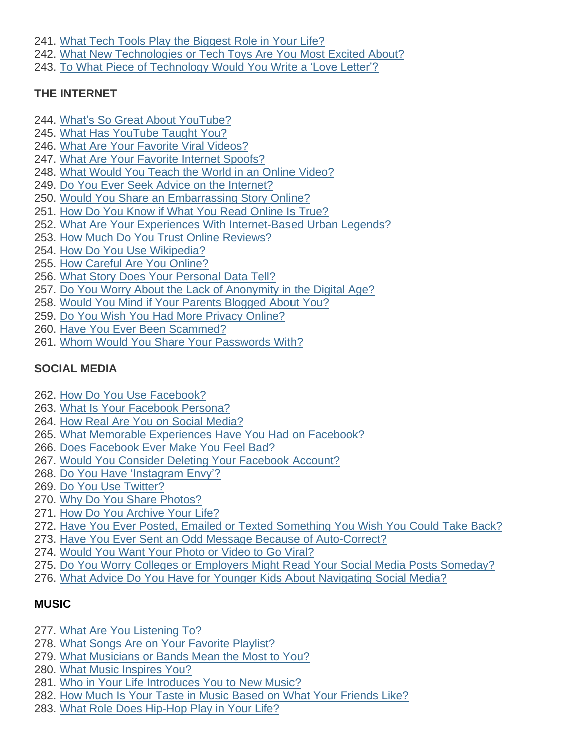241. What Tech Tools Play the Biggest Role in Your Life?
242. What New Technologies or Tech Toys Are You Most Excited About?
243. To What Piece of Technology Would You Write a 'Love Letter'?

**THE INTERNET**

244. What's So Great About YouTube?
245. What Has YouTube Taught You?
246. What Are Your Favorite Viral Videos?
247. What Are Your Favorite Internet Spoofs?
248. What Would You Teach the World in an Online Video?
249. Do You Ever Seek Advice on the Internet?
250. Would You Share an Embarrassing Story Online?
251. How Do You Know if What You Read Online Is True?
252. What Are Your Experiences With Internet-Based Urban Legends?
253. How Much Do You Trust Online Reviews?
254. How Do You Use Wikipedia?
255. How Careful Are You Online?
256. What Story Does Your Personal Data Tell?
257. Do You Worry About the Lack of Anonymity in the Digital Age?
258. Would You Mind if Your Parents Blogged About You?
259. Do You Wish You Had More Privacy Online?
260. Have You Ever Been Scammed?
261. Whom Would You Share Your Passwords With?

**SOCIAL MEDIA**

262. How Do You Use Facebook?
263. What Is Your Facebook Persona?
264. How Real Are You on Social Media?
265. What Memorable Experiences Have You Had on Facebook?
266. Does Facebook Ever Make You Feel Bad?
267. Would You Consider Deleting Your Facebook Account?
268. Do You Have 'Instagram Envy'?
269. Do You Use Twitter?
270. Why Do You Share Photos?
271. How Do You Archive Your Life?
272. Have You Ever Posted, Emailed or Texted Something You Wish You Could Take Back?
273. Have You Ever Sent an Odd Message Because of Auto-Correct?
274. Would You Want Your Photo or Video to Go Viral?
275. Do You Worry Colleges or Employers Might Read Your Social Media Posts Someday?
276. What Advice Do You Have for Younger Kids About Navigating Social Media?

**MUSIC**

277. What Are You Listening To?
278. What Songs Are on Your Favorite Playlist?
279. What Musicians or Bands Mean the Most to You?
280. What Music Inspires You?
281. Who in Your Life Introduces You to New Music?
282. How Much Is Your Taste in Music Based on What Your Friends Like?
283. What Role Does Hip-Hop Play in Your Life?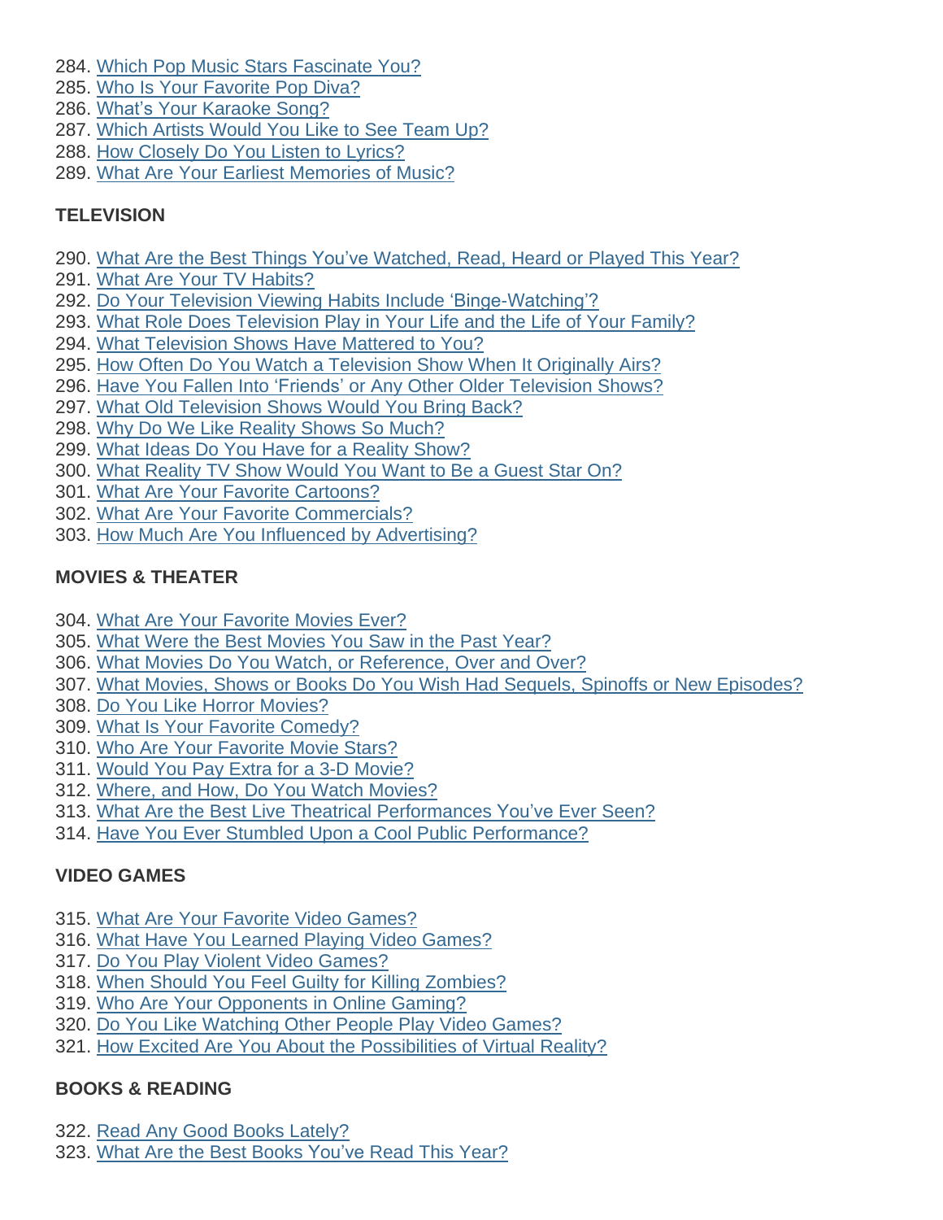284. Which Pop Music Stars Fascinate You?
285. Who Is Your Favorite Pop Diva?
286. What's Your Karaoke Song?
287. Which Artists Would You Like to See Team Up?
288. How Closely Do You Listen to Lyrics?
289. What Are Your Earliest Memories of Music?

**TELEVISION**

290. What Are the Best Things You've Watched, Read, Heard or Played This Year?
291. What Are Your TV Habits?
292. Do Your Television Viewing Habits Include 'Binge-Watching'?
293. What Role Does Television Play in Your Life and the Life of Your Family?
294. What Television Shows Have Mattered to You?
295. How Often Do You Watch a Television Show When It Originally Airs?
296. Have You Fallen Into 'Friends' or Any Other Older Television Shows?
297. What Old Television Shows Would You Bring Back?
298. Why Do We Like Reality Shows So Much?
299. What Ideas Do You Have for a Reality Show?
300. What Reality TV Show Would You Want to Be a Guest Star On?
301. What Are Your Favorite Cartoons?
302. What Are Your Favorite Commercials?
303. How Much Are You Influenced by Advertising?

**MOVIES & THEATER**

304. What Are Your Favorite Movies Ever?
305. What Were the Best Movies You Saw in the Past Year?
306. What Movies Do You Watch, or Reference, Over and Over?
307. What Movies, Shows or Books Do You Wish Had Sequels, Spinoffs or New Episodes?
308. Do You Like Horror Movies?
309. What Is Your Favorite Comedy?
310. Who Are Your Favorite Movie Stars?
311. Would You Pay Extra for a 3-D Movie?
312. Where, and How, Do You Watch Movies?
313. What Are the Best Live Theatrical Performances You've Ever Seen?
314. Have You Ever Stumbled Upon a Cool Public Performance?

**VIDEO GAMES**

315. What Are Your Favorite Video Games?
316. What Have You Learned Playing Video Games?
317. Do You Play Violent Video Games?
318. When Should You Feel Guilty for Killing Zombies?
319. Who Are Your Opponents in Online Gaming?
320. Do You Like Watching Other People Play Video Games?
321. How Excited Are You About the Possibilities of Virtual Reality?

**BOOKS & READING**

322. Read Any Good Books Lately?
323. What Are the Best Books You've Read This Year?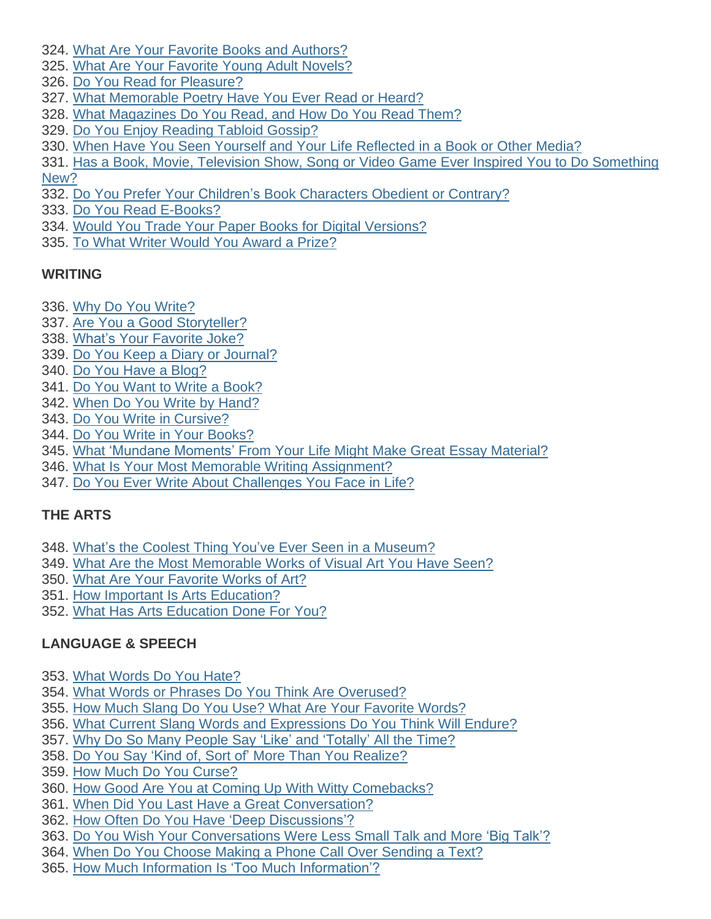324. What Are Your Favorite Books and Authors?
325. What Are Your Favorite Young Adult Novels?
326. Do You Read for Pleasure?
327. What Memorable Poetry Have You Ever Read or Heard?
328. What Magazines Do You Read, and How Do You Read Them?
329. Do You Enjoy Reading Tabloid Gossip?
330. When Have You Seen Yourself and Your Life Reflected in a Book or Other Media?
331. Has a Book, Movie, Television Show, Song or Video Game Ever Inspired You to Do Something New?
332. Do You Prefer Your Children's Book Characters Obedient or Contrary?
333. Do You Read E-Books?
334. Would You Trade Your Paper Books for Digital Versions?
335. To What Writer Would You Award a Prize?

**WRITING**

336. Why Do You Write?
337. Are You a Good Storyteller?
338. What's Your Favorite Joke?
339. Do You Keep a Diary or Journal?
340. Do You Have a Blog?
341. Do You Want to Write a Book?
342. When Do You Write by Hand?
343. Do You Write in Cursive?
344. Do You Write in Your Books?
345. What 'Mundane Moments' From Your Life Might Make Great Essay Material?
346. What Is Your Most Memorable Writing Assignment?
347. Do You Ever Write About Challenges You Face in Life?

**THE ARTS**

348. What's the Coolest Thing You've Ever Seen in a Museum?
349. What Are the Most Memorable Works of Visual Art You Have Seen?
350. What Are Your Favorite Works of Art?
351. How Important Is Arts Education?
352. What Has Arts Education Done For You?

**LANGUAGE & SPEECH**

353. What Words Do You Hate?
354. What Words or Phrases Do You Think Are Overused?
355. How Much Slang Do You Use? What Are Your Favorite Words?
356. What Current Slang Words and Expressions Do You Think Will Endure?
357. Why Do So Many People Say 'Like' and 'Totally' All the Time?
358. Do You Say 'Kind of, Sort of' More Than You Realize?
359. How Much Do You Curse?
360. How Good Are You at Coming Up With Witty Comebacks?
361. When Did You Last Have a Great Conversation?
362. How Often Do You Have 'Deep Discussions'?
363. Do You Wish Your Conversations Were Less Small Talk and More 'Big Talk'?
364. When Do You Choose Making a Phone Call Over Sending a Text?
365. How Much Information Is 'Too Much Information'?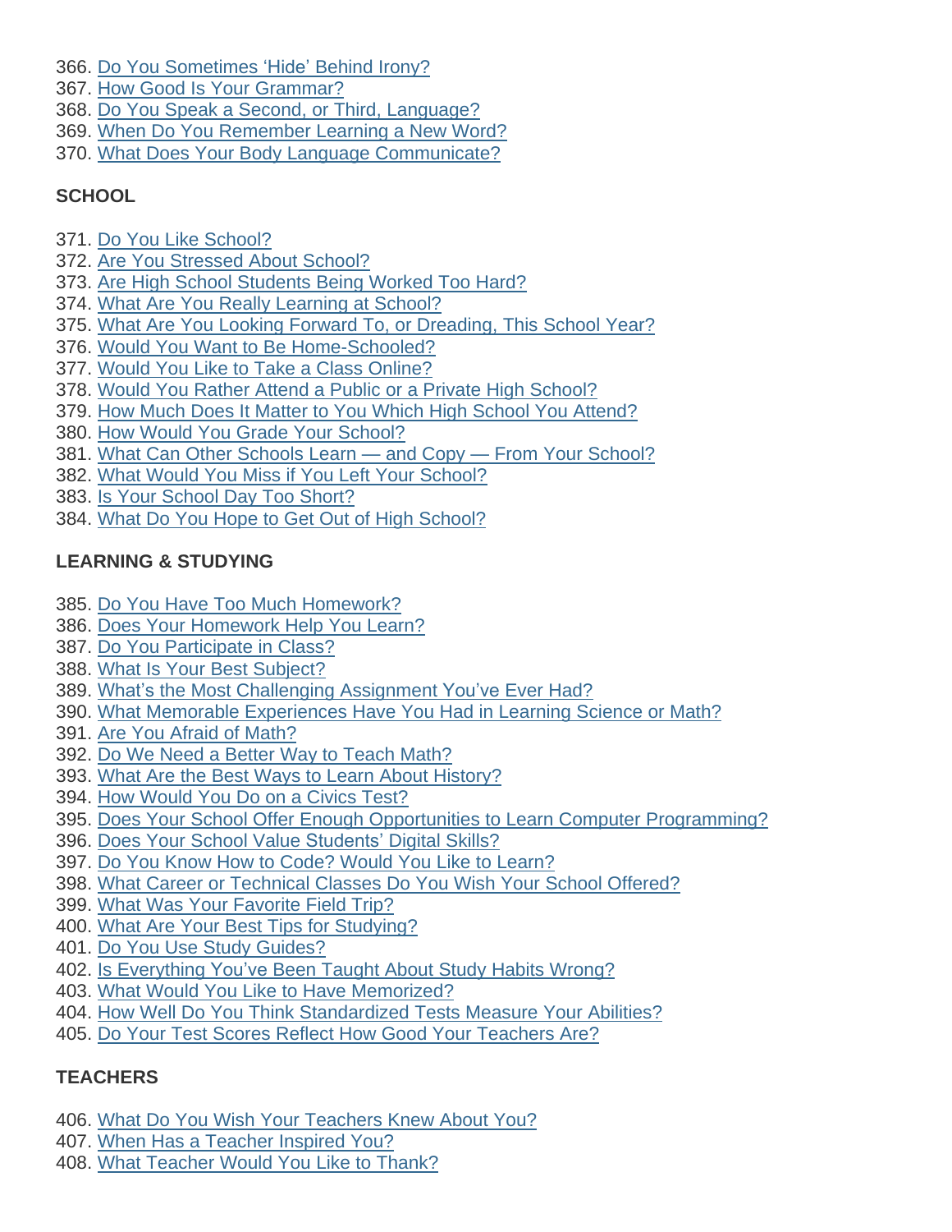366. Do You Sometimes 'Hide' Behind Irony?
367. How Good Is Your Grammar?
368. Do You Speak a Second, or Third, Language?
369. When Do You Remember Learning a New Word?
370. What Does Your Body Language Communicate?

**SCHOOL**

371. Do You Like School?
372. Are You Stressed About School?
373. Are High School Students Being Worked Too Hard?
374. What Are You Really Learning at School?
375. What Are You Looking Forward To, or Dreading, This School Year?
376. Would You Want to Be Home-Schooled?
377. Would You Like to Take a Class Online?
378. Would You Rather Attend a Public or a Private High School?
379. How Much Does It Matter to You Which High School You Attend?
380. How Would You Grade Your School?
381. What Can Other Schools Learn — and Copy — From Your School?
382. What Would You Miss if You Left Your School?
383. Is Your School Day Too Short?
384. What Do You Hope to Get Out of High School?

**LEARNING & STUDYING**

385. Do You Have Too Much Homework?
386. Does Your Homework Help You Learn?
387. Do You Participate in Class?
388. What Is Your Best Subject?
389. What's the Most Challenging Assignment You've Ever Had?
390. What Memorable Experiences Have You Had in Learning Science or Math?
391. Are You Afraid of Math?
392. Do We Need a Better Way to Teach Math?
393. What Are the Best Ways to Learn About History?
394. How Would You Do on a Civics Test?
395. Does Your School Offer Enough Opportunities to Learn Computer Programming?
396. Does Your School Value Students' Digital Skills?
397. Do You Know How to Code? Would You Like to Learn?
398. What Career or Technical Classes Do You Wish Your School Offered?
399. What Was Your Favorite Field Trip?
400. What Are Your Best Tips for Studying?
401. Do You Use Study Guides?
402. Is Everything You've Been Taught About Study Habits Wrong?
403. What Would You Like to Have Memorized?
404. How Well Do You Think Standardized Tests Measure Your Abilities?
405. Do Your Test Scores Reflect How Good Your Teachers Are?

**TEACHERS**

406. What Do You Wish Your Teachers Knew About You?
407. When Has a Teacher Inspired You?
408. What Teacher Would You Like to Thank?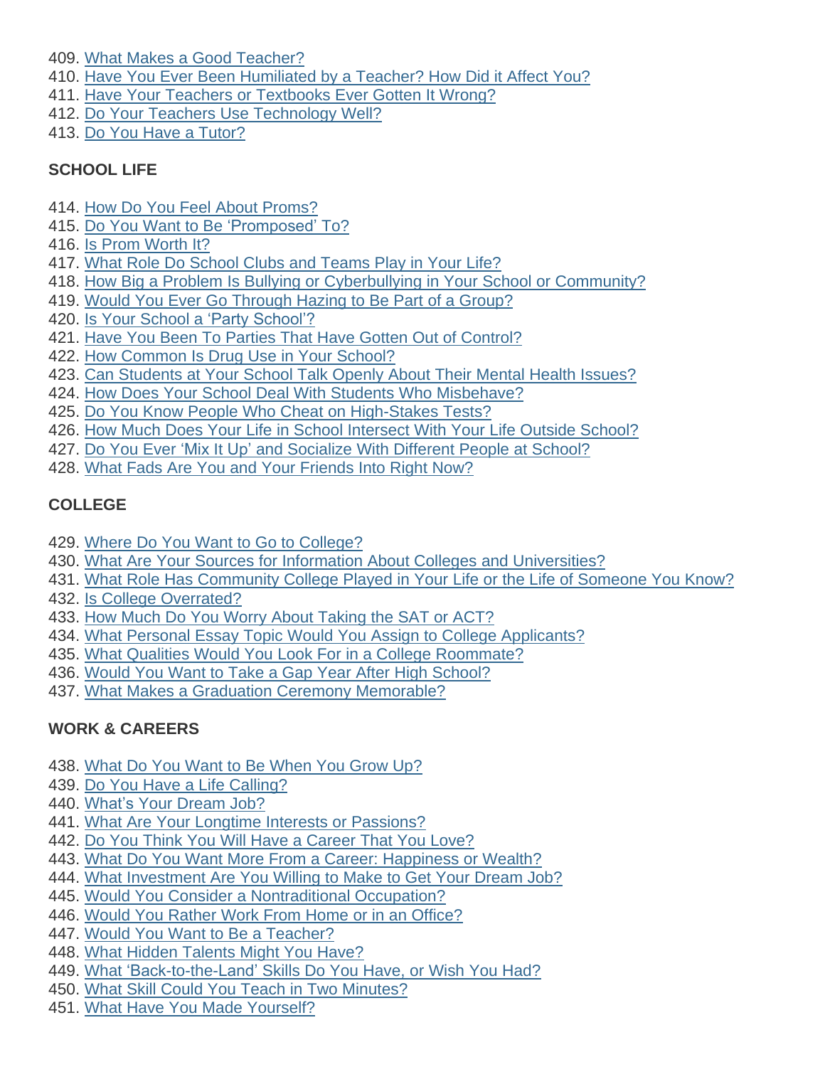409. What Makes a Good Teacher?
410. Have You Ever Been Humiliated by a Teacher? How Did it Affect You?
411. Have Your Teachers or Textbooks Ever Gotten It Wrong?
412. Do Your Teachers Use Technology Well?
413. Do You Have a Tutor?

**SCHOOL LIFE**

414. How Do You Feel About Proms?
415. Do You Want to Be 'Promposed' To?
416. Is Prom Worth It?
417. What Role Do School Clubs and Teams Play in Your Life?
418. How Big a Problem Is Bullying or Cyberbullying in Your School or Community?
419. Would You Ever Go Through Hazing to Be Part of a Group?
420. Is Your School a 'Party School'?
421. Have You Been To Parties That Have Gotten Out of Control?
422. How Common Is Drug Use in Your School?
423. Can Students at Your School Talk Openly About Their Mental Health Issues?
424. How Does Your School Deal With Students Who Misbehave?
425. Do You Know People Who Cheat on High-Stakes Tests?
426. How Much Does Your Life in School Intersect With Your Life Outside School?
427. Do You Ever 'Mix It Up' and Socialize With Different People at School?
428. What Fads Are You and Your Friends Into Right Now?

**COLLEGE**

429. Where Do You Want to Go to College?
430. What Are Your Sources for Information About Colleges and Universities?
431. What Role Has Community College Played in Your Life or the Life of Someone You Know?
432. Is College Overrated?
433. How Much Do You Worry About Taking the SAT or ACT?
434. What Personal Essay Topic Would You Assign to College Applicants?
435. What Qualities Would You Look For in a College Roommate?
436. Would You Want to Take a Gap Year After High School?
437. What Makes a Graduation Ceremony Memorable?

**WORK & CAREERS**

438. What Do You Want to Be When You Grow Up?
439. Do You Have a Life Calling?
440. What's Your Dream Job?
441. What Are Your Longtime Interests or Passions?
442. Do You Think You Will Have a Career That You Love?
443. What Do You Want More From a Career: Happiness or Wealth?
444. What Investment Are You Willing to Make to Get Your Dream Job?
445. Would You Consider a Nontraditional Occupation?
446. Would You Rather Work From Home or in an Office?
447. Would You Want to Be a Teacher?
448. What Hidden Talents Might You Have?
449. What 'Back-to-the-Land' Skills Do You Have, or Wish You Had?
450. What Skill Could You Teach in Two Minutes?
451. What Have You Made Yourself?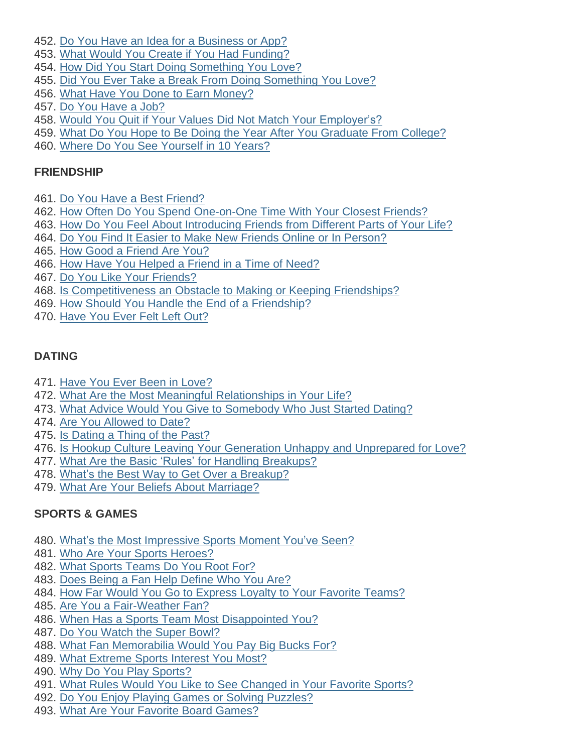452. Do You Have an Idea for a Business or App?
453. What Would You Create if You Had Funding?
454. How Did You Start Doing Something You Love?
455. Did You Ever Take a Break From Doing Something You Love?
456. What Have You Done to Earn Money?
457. Do You Have a Job?
458. Would You Quit if Your Values Did Not Match Your Employer's?
459. What Do You Hope to Be Doing the Year After You Graduate From College?
460. Where Do You See Yourself in 10 Years?

**FRIENDSHIP**

461. Do You Have a Best Friend?
462. How Often Do You Spend One-on-One Time With Your Closest Friends?
463. How Do You Feel About Introducing Friends from Different Parts of Your Life?
464. Do You Find It Easier to Make New Friends Online or In Person?
465. How Good a Friend Are You?
466. How Have You Helped a Friend in a Time of Need?
467. Do You Like Your Friends?
468. Is Competitiveness an Obstacle to Making or Keeping Friendships?
469. How Should You Handle the End of a Friendship?
470. Have You Ever Felt Left Out?

**DATING**

471. Have You Ever Been in Love?
472. What Are the Most Meaningful Relationships in Your Life?
473. What Advice Would You Give to Somebody Who Just Started Dating?
474. Are You Allowed to Date?
475. Is Dating a Thing of the Past?
476. Is Hookup Culture Leaving Your Generation Unhappy and Unprepared for Love?
477. What Are the Basic 'Rules' for Handling Breakups?
478. What's the Best Way to Get Over a Breakup?
479. What Are Your Beliefs About Marriage?

**SPORTS & GAMES**

480. What's the Most Impressive Sports Moment You've Seen?
481. Who Are Your Sports Heroes?
482. What Sports Teams Do You Root For?
483. Does Being a Fan Help Define Who You Are?
484. How Far Would You Go to Express Loyalty to Your Favorite Teams?
485. Are You a Fair-Weather Fan?
486. When Has a Sports Team Most Disappointed You?
487. Do You Watch the Super Bowl?
488. What Fan Memorabilia Would You Pay Big Bucks For?
489. What Extreme Sports Interest You Most?
490. Why Do You Play Sports?
491. What Rules Would You Like to See Changed in Your Favorite Sports?
492. Do You Enjoy Playing Games or Solving Puzzles?
493. What Are Your Favorite Board Games?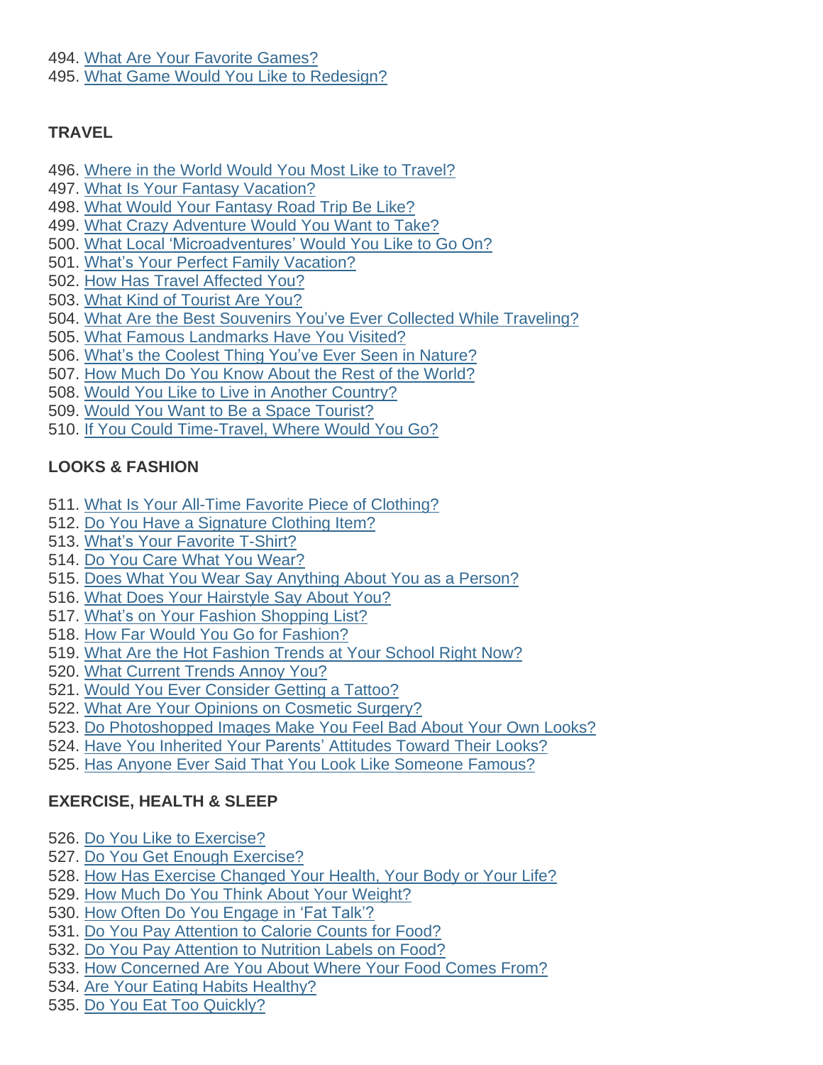494. What Are Your Favorite Games?
495. What Game Would You Like to Redesign?

**TRAVEL**

496. Where in the World Would You Most Like to Travel?
497. What Is Your Fantasy Vacation?
498. What Would Your Fantasy Road Trip Be Like?
499. What Crazy Adventure Would You Want to Take?
500. What Local 'Microadventures' Would You Like to Go On?
501. What's Your Perfect Family Vacation?
502. How Has Travel Affected You?
503. What Kind of Tourist Are You?
504. What Are the Best Souvenirs You've Ever Collected While Traveling?
505. What Famous Landmarks Have You Visited?
506. What's the Coolest Thing You've Ever Seen in Nature?
507. How Much Do You Know About the Rest of the World?
508. Would You Like to Live in Another Country?
509. Would You Want to Be a Space Tourist?
510. If You Could Time-Travel, Where Would You Go?

**LOOKS & FASHION**

511. What Is Your All-Time Favorite Piece of Clothing?
512. Do You Have a Signature Clothing Item?
513. What's Your Favorite T-Shirt?
514. Do You Care What You Wear?
515. Does What You Wear Say Anything About You as a Person?
516. What Does Your Hairstyle Say About You?
517. What's on Your Fashion Shopping List?
518. How Far Would You Go for Fashion?
519. What Are the Hot Fashion Trends at Your School Right Now?
520. What Current Trends Annoy You?
521. Would You Ever Consider Getting a Tattoo?
522. What Are Your Opinions on Cosmetic Surgery?
523. Do Photoshopped Images Make You Feel Bad About Your Own Looks?
524. Have You Inherited Your Parents' Attitudes Toward Their Looks?
525. Has Anyone Ever Said That You Look Like Someone Famous?

**EXERCISE, HEALTH & SLEEP**

526. Do You Like to Exercise?
527. Do You Get Enough Exercise?
528. How Has Exercise Changed Your Health, Your Body or Your Life?
529. How Much Do You Think About Your Weight?
530. How Often Do You Engage in 'Fat Talk'?
531. Do You Pay Attention to Calorie Counts for Food?
532. Do You Pay Attention to Nutrition Labels on Food?
533. How Concerned Are You About Where Your Food Comes From?
534. Are Your Eating Habits Healthy?
535. Do You Eat Too Quickly?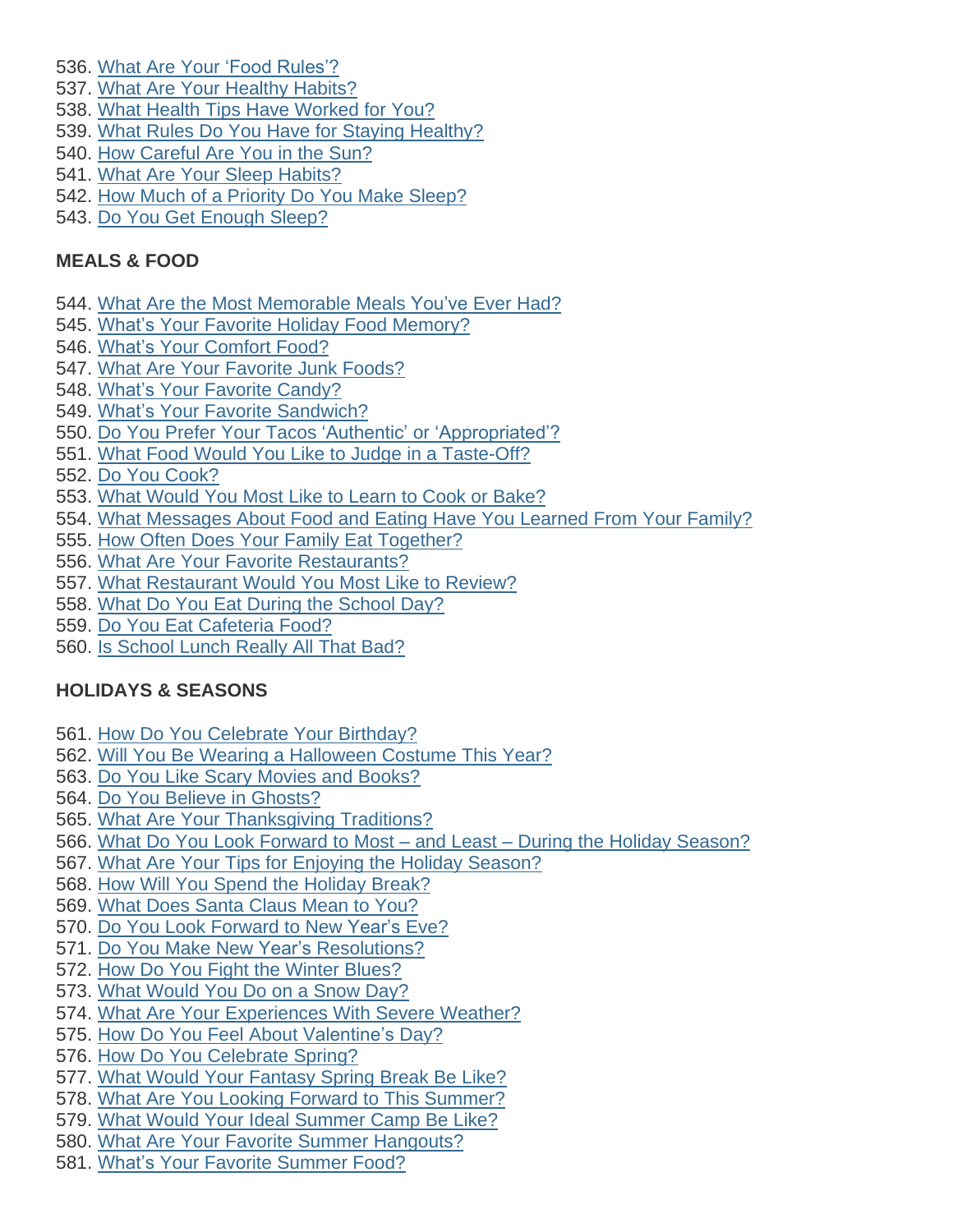536. What Are Your ‘Food Rules’?
537. What Are Your Healthy Habits?
538. What Health Tips Have Worked for You?
539. What Rules Do You Have for Staying Healthy?
540. How Careful Are You in the Sun?
541. What Are Your Sleep Habits?
542. How Much of a Priority Do You Make Sleep?
543. Do You Get Enough Sleep?

**MEALS & FOOD**

544. What Are the Most Memorable Meals You’ve Ever Had?
545. What’s Your Favorite Holiday Food Memory?
546. What’s Your Comfort Food?
547. What Are Your Favorite Junk Foods?
548. What’s Your Favorite Candy?
549. What’s Your Favorite Sandwich?
550. Do You Prefer Your Tacos ‘Authentic’ or ‘Appropriated’?
551. What Food Would You Like to Judge in a Taste-Off?
552. Do You Cook?
553. What Would You Most Like to Learn to Cook or Bake?
554. What Messages About Food and Eating Have You Learned From Your Family?
555. How Often Does Your Family Eat Together?
556. What Are Your Favorite Restaurants?
557. What Restaurant Would You Most Like to Review?
558. What Do You Eat During the School Day?
559. Do You Eat Cafeteria Food?
560. Is School Lunch Really All That Bad?

**HOLIDAYS & SEASONS**

561. How Do You Celebrate Your Birthday?
562. Will You Be Wearing a Halloween Costume This Year?
563. Do You Like Scary Movies and Books?
564. Do You Believe in Ghosts?
565. What Are Your Thanksgiving Traditions?
566. What Do You Look Forward to Most – and Least – During the Holiday Season?
567. What Are Your Tips for Enjoying the Holiday Season?
568. How Will You Spend the Holiday Break?
569. What Does Santa Claus Mean to You?
570. Do You Look Forward to New Year’s Eve?
571. Do You Make New Year’s Resolutions?
572. How Do You Fight the Winter Blues?
573. What Would You Do on a Snow Day?
574. What Are Your Experiences With Severe Weather?
575. How Do You Feel About Valentine’s Day?
576. How Do You Celebrate Spring?
577. What Would Your Fantasy Spring Break Be Like?
578. What Are You Looking Forward to This Summer?
579. What Would Your Ideal Summer Camp Be Like?
580. What Are Your Favorite Summer Hangouts?
581. What’s Your Favorite Summer Food?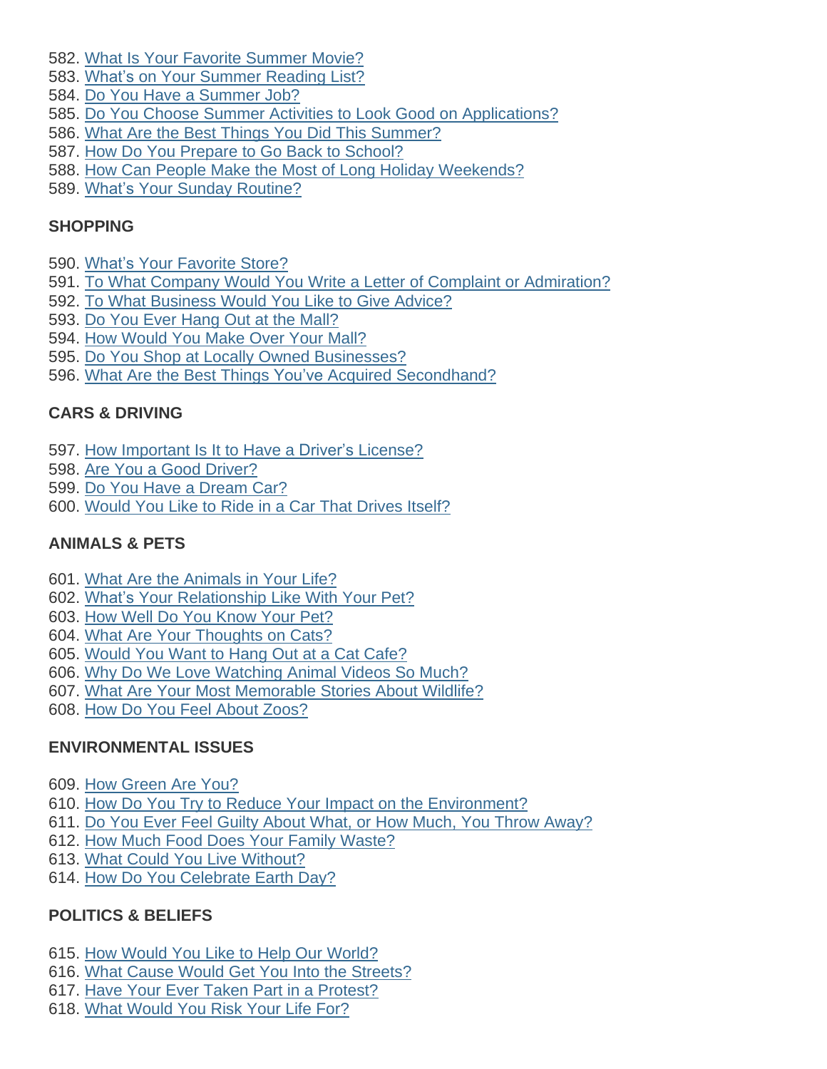582. What Is Your Favorite Summer Movie?
583. What's on Your Summer Reading List?
584. Do You Have a Summer Job?
585. Do You Choose Summer Activities to Look Good on Applications?
586. What Are the Best Things You Did This Summer?
587. How Do You Prepare to Go Back to School?
588. How Can People Make the Most of Long Holiday Weekends?
589. What's Your Sunday Routine?

**SHOPPING**

590. What's Your Favorite Store?
591. To What Company Would You Write a Letter of Complaint or Admiration?
592. To What Business Would You Like to Give Advice?
593. Do You Ever Hang Out at the Mall?
594. How Would You Make Over Your Mall?
595. Do You Shop at Locally Owned Businesses?
596. What Are the Best Things You've Acquired Secondhand?

**CARS & DRIVING**

597. How Important Is It to Have a Driver's License?
598. Are You a Good Driver?
599. Do You Have a Dream Car?
600. Would You Like to Ride in a Car That Drives Itself?

**ANIMALS & PETS**

601. What Are the Animals in Your Life?
602. What's Your Relationship Like With Your Pet?
603. How Well Do You Know Your Pet?
604. What Are Your Thoughts on Cats?
605. Would You Want to Hang Out at a Cat Cafe?
606. Why Do We Love Watching Animal Videos So Much?
607. What Are Your Most Memorable Stories About Wildlife?
608. How Do You Feel About Zoos?

**ENVIRONMENTAL ISSUES**

609. How Green Are You?
610. How Do You Try to Reduce Your Impact on the Environment?
611. Do You Ever Feel Guilty About What, or How Much, You Throw Away?
612. How Much Food Does Your Family Waste?
613. What Could You Live Without?
614. How Do You Celebrate Earth Day?

**POLITICS & BELIEFS**

615. How Would You Like to Help Our World?
616. What Cause Would Get You Into the Streets?
617. Have Your Ever Taken Part in a Protest?
618. What Would You Risk Your Life For?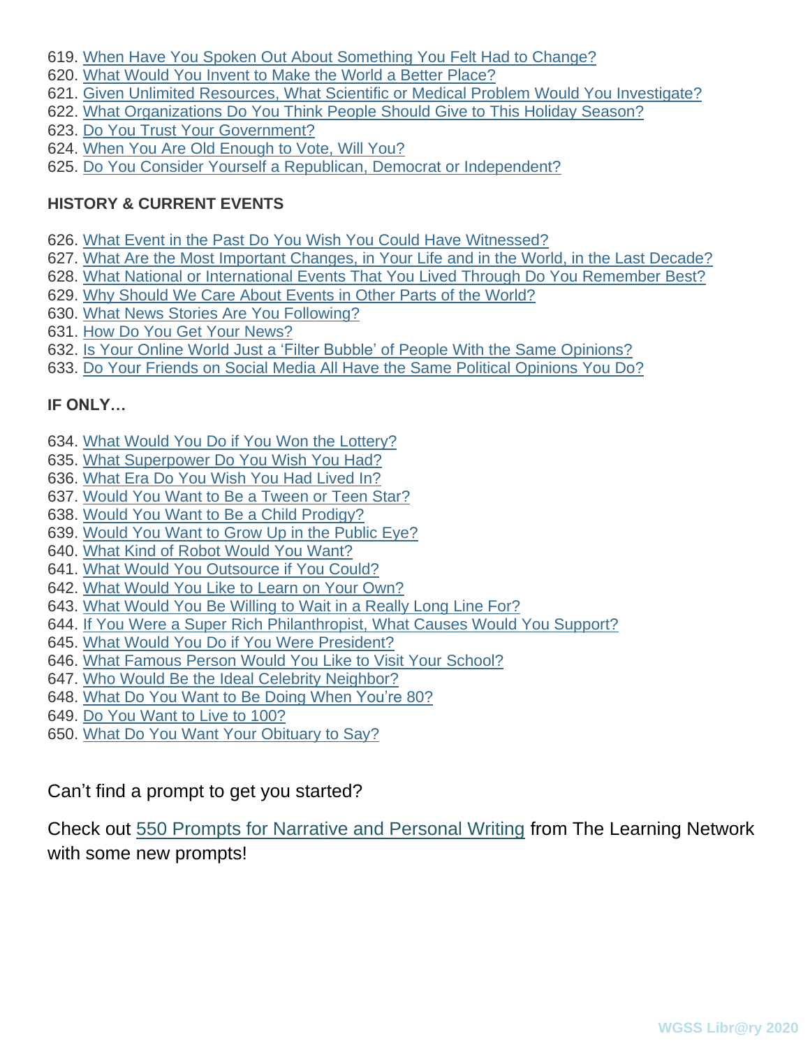619. When Have You Spoken Out About Something You Felt Had to Change?
620. What Would You Invent to Make the World a Better Place?
621. Given Unlimited Resources, What Scientific or Medical Problem Would You Investigate?
622. What Organizations Do You Think People Should Give to This Holiday Season?
623. Do You Trust Your Government?
624. When You Are Old Enough to Vote, Will You?
625. Do You Consider Yourself a Republican, Democrat or Independent?

**HISTORY & CURRENT EVENTS**

626. What Event in the Past Do You Wish You Could Have Witnessed?
627. What Are the Most Important Changes, in Your Life and in the World, in the Last Decade?
628. What National or International Events That You Lived Through Do You Remember Best?
629. Why Should We Care About Events in Other Parts of the World?
630. What News Stories Are You Following?
631. How Do You Get Your News?
632. Is Your Online World Just a 'Filter Bubble' of People With the Same Opinions?
633. Do Your Friends on Social Media All Have the Same Political Opinions You Do?

**IF ONLY…**

634. What Would You Do if You Won the Lottery?
635. What Superpower Do You Wish You Had?
636. What Era Do You Wish You Had Lived In?
637. Would You Want to Be a Tween or Teen Star?
638. Would You Want to Be a Child Prodigy?
639. Would You Want to Grow Up in the Public Eye?
640. What Kind of Robot Would You Want?
641. What Would You Outsource if You Could?
642. What Would You Like to Learn on Your Own?
643. What Would You Be Willing to Wait in a Really Long Line For?
644. If You Were a Super Rich Philanthropist, What Causes Would You Support?
645. What Would You Do if You Were President?
646. What Famous Person Would You Like to Visit Your School?
647. Who Would Be the Ideal Celebrity Neighbor?
648. What Do You Want to Be Doing When You're 80?
649. Do You Want to Live to 100?
650. What Do You Want Your Obituary to Say?

Can't find a prompt to get you started?

Check out 550 Prompts for Narrative and Personal Writing from The Learning Network with some new prompts!